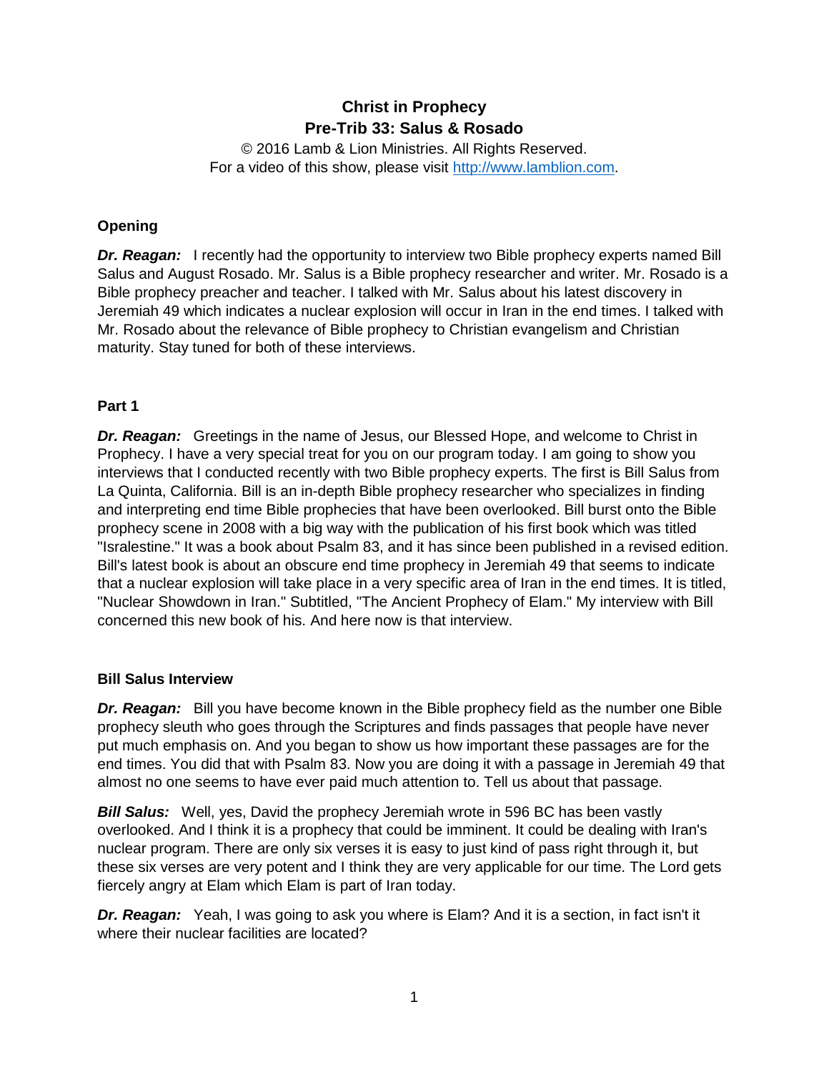# Christ in Prophecy
## Pre-Trib 33: Salus & Rosado

© 2016 Lamb & Lion Ministries. All Rights Reserved.
For a video of this show, please visit http://www.lamblion.com.

### Opening

***Dr. Reagan:*** I recently had the opportunity to interview two Bible prophecy experts named Bill Salus and August Rosado. Mr. Salus is a Bible prophecy researcher and writer. Mr. Rosado is a Bible prophecy preacher and teacher. I talked with Mr. Salus about his latest discovery in Jeremiah 49 which indicates a nuclear explosion will occur in Iran in the end times. I talked with Mr. Rosado about the relevance of Bible prophecy to Christian evangelism and Christian maturity. Stay tuned for both of these interviews.

### Part 1

***Dr. Reagan:*** Greetings in the name of Jesus, our Blessed Hope, and welcome to Christ in Prophecy. I have a very special treat for you on our program today. I am going to show you interviews that I conducted recently with two Bible prophecy experts. The first is Bill Salus from La Quinta, California. Bill is an in-depth Bible prophecy researcher who specializes in finding and interpreting end time Bible prophecies that have been overlooked. Bill burst onto the Bible prophecy scene in 2008 with a big way with the publication of his first book which was titled "Isralestine." It was a book about Psalm 83, and it has since been published in a revised edition. Bill's latest book is about an obscure end time prophecy in Jeremiah 49 that seems to indicate that a nuclear explosion will take place in a very specific area of Iran in the end times. It is titled, "Nuclear Showdown in Iran." Subtitled, "The Ancient Prophecy of Elam." My interview with Bill concerned this new book of his. And here now is that interview.

### Bill Salus Interview

***Dr. Reagan:*** Bill you have become known in the Bible prophecy field as the number one Bible prophecy sleuth who goes through the Scriptures and finds passages that people have never put much emphasis on. And you began to show us how important these passages are for the end times. You did that with Psalm 83. Now you are doing it with a passage in Jeremiah 49 that almost no one seems to have ever paid much attention to. Tell us about that passage.

***Bill Salus:*** Well, yes, David the prophecy Jeremiah wrote in 596 BC has been vastly overlooked. And I think it is a prophecy that could be imminent. It could be dealing with Iran's nuclear program. There are only six verses it is easy to just kind of pass right through it, but these six verses are very potent and I think they are very applicable for our time. The Lord gets fiercely angry at Elam which Elam is part of Iran today.

***Dr. Reagan:*** Yeah, I was going to ask you where is Elam? And it is a section, in fact isn't it where their nuclear facilities are located?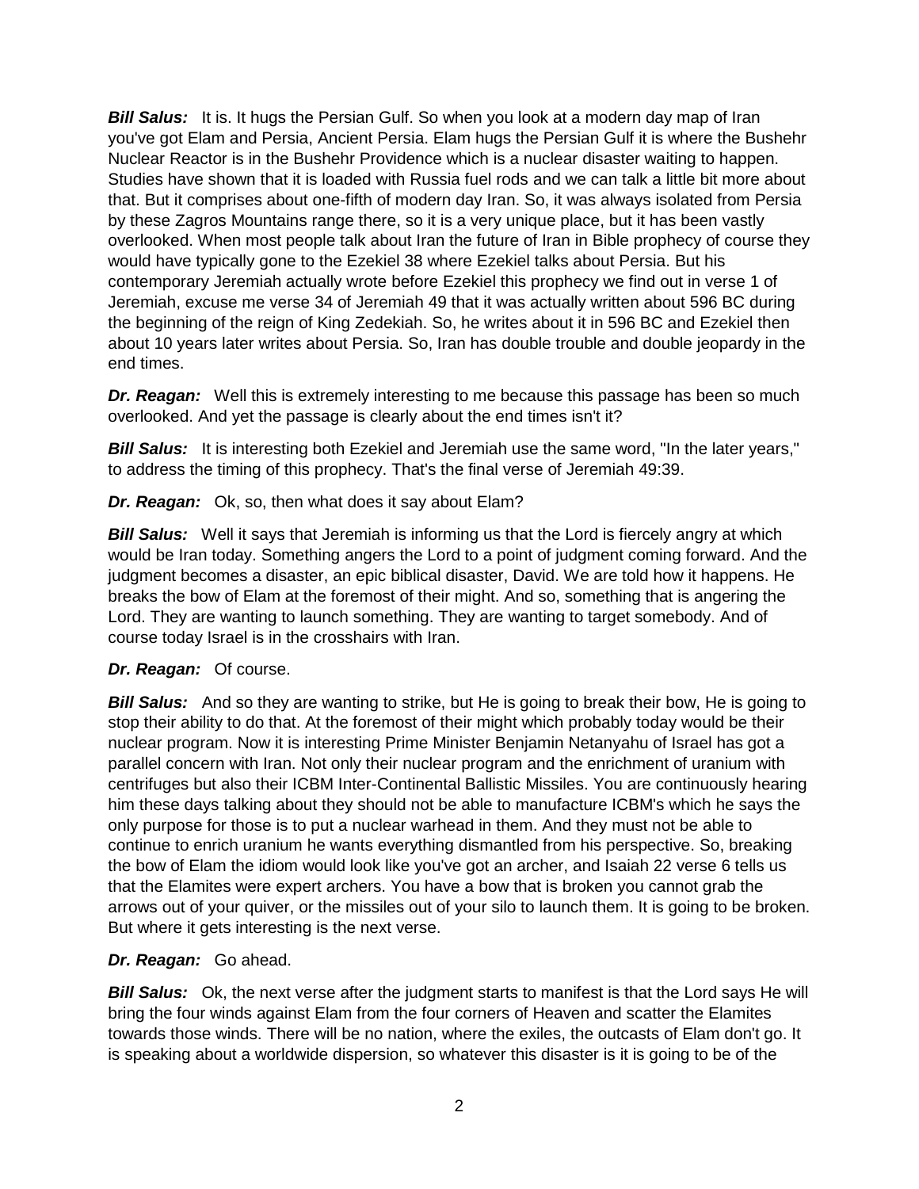***Bill Salus:*** It is. It hugs the Persian Gulf. So when you look at a modern day map of Iran you've got Elam and Persia, Ancient Persia. Elam hugs the Persian Gulf it is where the Bushehr Nuclear Reactor is in the Bushehr Providence which is a nuclear disaster waiting to happen. Studies have shown that it is loaded with Russia fuel rods and we can talk a little bit more about that. But it comprises about one-fifth of modern day Iran. So, it was always isolated from Persia by these Zagros Mountains range there, so it is a very unique place, but it has been vastly overlooked. When most people talk about Iran the future of Iran in Bible prophecy of course they would have typically gone to the Ezekiel 38 where Ezekiel talks about Persia. But his contemporary Jeremiah actually wrote before Ezekiel this prophecy we find out in verse 1 of Jeremiah, excuse me verse 34 of Jeremiah 49 that it was actually written about 596 BC during the beginning of the reign of King Zedekiah. So, he writes about it in 596 BC and Ezekiel then about 10 years later writes about Persia. So, Iran has double trouble and double jeopardy in the end times.

***Dr. Reagan:*** Well this is extremely interesting to me because this passage has been so much overlooked. And yet the passage is clearly about the end times isn't it?

***Bill Salus:*** It is interesting both Ezekiel and Jeremiah use the same word, "In the later years," to address the timing of this prophecy. That's the final verse of Jeremiah 49:39.

***Dr. Reagan:*** Ok, so, then what does it say about Elam?

***Bill Salus:*** Well it says that Jeremiah is informing us that the Lord is fiercely angry at which would be Iran today. Something angers the Lord to a point of judgment coming forward. And the judgment becomes a disaster, an epic biblical disaster, David. We are told how it happens. He breaks the bow of Elam at the foremost of their might. And so, something that is angering the Lord. They are wanting to launch something. They are wanting to target somebody. And of course today Israel is in the crosshairs with Iran.

***Dr. Reagan:*** Of course.

***Bill Salus:*** And so they are wanting to strike, but He is going to break their bow, He is going to stop their ability to do that. At the foremost of their might which probably today would be their nuclear program. Now it is interesting Prime Minister Benjamin Netanyahu of Israel has got a parallel concern with Iran. Not only their nuclear program and the enrichment of uranium with centrifuges but also their ICBM Inter-Continental Ballistic Missiles. You are continuously hearing him these days talking about they should not be able to manufacture ICBM's which he says the only purpose for those is to put a nuclear warhead in them. And they must not be able to continue to enrich uranium he wants everything dismantled from his perspective. So, breaking the bow of Elam the idiom would look like you've got an archer, and Isaiah 22 verse 6 tells us that the Elamites were expert archers. You have a bow that is broken you cannot grab the arrows out of your quiver, or the missiles out of your silo to launch them. It is going to be broken. But where it gets interesting is the next verse.

***Dr. Reagan:*** Go ahead.

***Bill Salus:*** Ok, the next verse after the judgment starts to manifest is that the Lord says He will bring the four winds against Elam from the four corners of Heaven and scatter the Elamites towards those winds. There will be no nation, where the exiles, the outcasts of Elam don't go. It is speaking about a worldwide dispersion, so whatever this disaster is it is going to be of the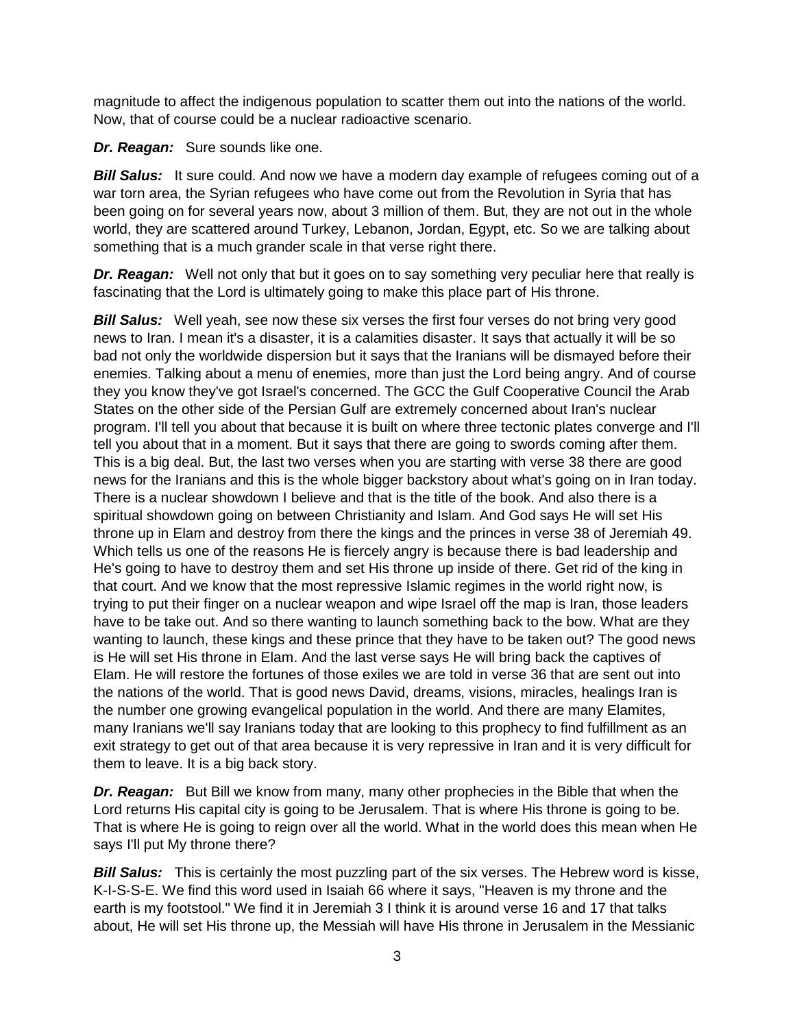magnitude to affect the indigenous population to scatter them out into the nations of the world. Now, that of course could be a nuclear radioactive scenario.

***Dr. Reagan:*** Sure sounds like one.

***Bill Salus:*** It sure could. And now we have a modern day example of refugees coming out of a war torn area, the Syrian refugees who have come out from the Revolution in Syria that has been going on for several years now, about 3 million of them. But, they are not out in the whole world, they are scattered around Turkey, Lebanon, Jordan, Egypt, etc. So we are talking about something that is a much grander scale in that verse right there.

***Dr. Reagan:*** Well not only that but it goes on to say something very peculiar here that really is fascinating that the Lord is ultimately going to make this place part of His throne.

***Bill Salus:*** Well yeah, see now these six verses the first four verses do not bring very good news to Iran. I mean it's a disaster, it is a calamities disaster. It says that actually it will be so bad not only the worldwide dispersion but it says that the Iranians will be dismayed before their enemies. Talking about a menu of enemies, more than just the Lord being angry. And of course they you know they've got Israel's concerned. The GCC the Gulf Cooperative Council the Arab States on the other side of the Persian Gulf are extremely concerned about Iran's nuclear program. I'll tell you about that because it is built on where three tectonic plates converge and I'll tell you about that in a moment. But it says that there are going to swords coming after them. This is a big deal. But, the last two verses when you are starting with verse 38 there are good news for the Iranians and this is the whole bigger backstory about what's going on in Iran today. There is a nuclear showdown I believe and that is the title of the book. And also there is a spiritual showdown going on between Christianity and Islam. And God says He will set His throne up in Elam and destroy from there the kings and the princes in verse 38 of Jeremiah 49. Which tells us one of the reasons He is fiercely angry is because there is bad leadership and He's going to have to destroy them and set His throne up inside of there. Get rid of the king in that court. And we know that the most repressive Islamic regimes in the world right now, is trying to put their finger on a nuclear weapon and wipe Israel off the map is Iran, those leaders have to be take out. And so there wanting to launch something back to the bow. What are they wanting to launch, these kings and these prince that they have to be taken out? The good news is He will set His throne in Elam. And the last verse says He will bring back the captives of Elam. He will restore the fortunes of those exiles we are told in verse 36 that are sent out into the nations of the world. That is good news David, dreams, visions, miracles, healings Iran is the number one growing evangelical population in the world. And there are many Elamites, many Iranians we'll say Iranians today that are looking to this prophecy to find fulfillment as an exit strategy to get out of that area because it is very repressive in Iran and it is very difficult for them to leave. It is a big back story.

***Dr. Reagan:*** But Bill we know from many, many other prophecies in the Bible that when the Lord returns His capital city is going to be Jerusalem. That is where His throne is going to be. That is where He is going to reign over all the world. What in the world does this mean when He says I'll put My throne there?

***Bill Salus:*** This is certainly the most puzzling part of the six verses. The Hebrew word is kisse, K-I-S-S-E. We find this word used in Isaiah 66 where it says, "Heaven is my throne and the earth is my footstool." We find it in Jeremiah 3 I think it is around verse 16 and 17 that talks about, He will set His throne up, the Messiah will have His throne in Jerusalem in the Messianic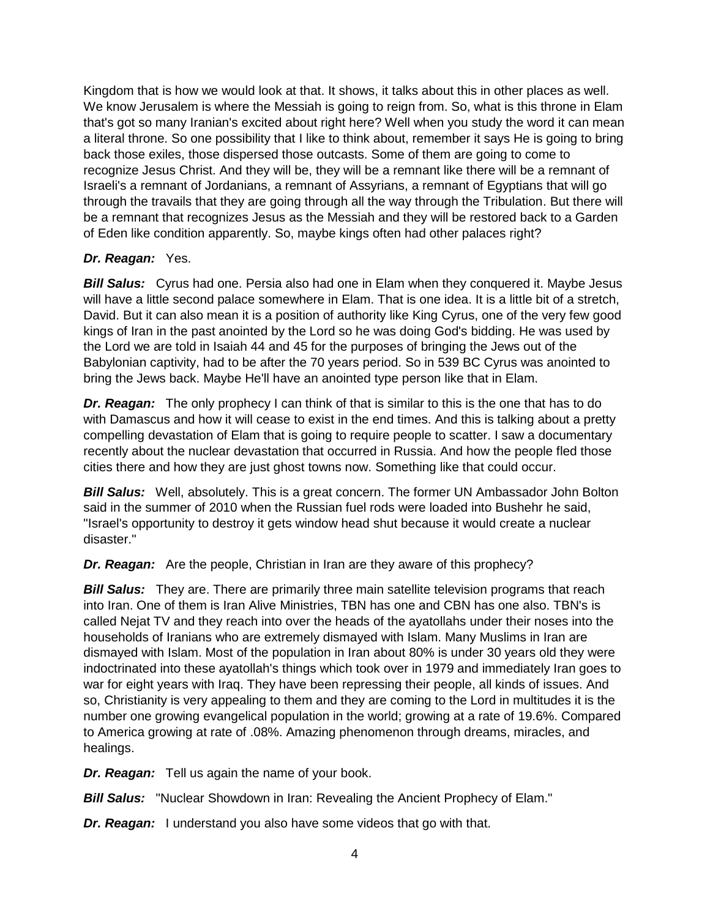Kingdom that is how we would look at that. It shows, it talks about this in other places as well. We know Jerusalem is where the Messiah is going to reign from. So, what is this throne in Elam that's got so many Iranian's excited about right here? Well when you study the word it can mean a literal throne. So one possibility that I like to think about, remember it says He is going to bring back those exiles, those dispersed those outcasts. Some of them are going to come to recognize Jesus Christ. And they will be, they will be a remnant like there will be a remnant of Israeli's a remnant of Jordanians, a remnant of Assyrians, a remnant of Egyptians that will go through the travails that they are going through all the way through the Tribulation. But there will be a remnant that recognizes Jesus as the Messiah and they will be restored back to a Garden of Eden like condition apparently. So, maybe kings often had other palaces right?

***Dr. Reagan:*** Yes.

***Bill Salus:*** Cyrus had one. Persia also had one in Elam when they conquered it. Maybe Jesus will have a little second palace somewhere in Elam. That is one idea. It is a little bit of a stretch, David. But it can also mean it is a position of authority like King Cyrus, one of the very few good kings of Iran in the past anointed by the Lord so he was doing God's bidding. He was used by the Lord we are told in Isaiah 44 and 45 for the purposes of bringing the Jews out of the Babylonian captivity, had to be after the 70 years period. So in 539 BC Cyrus was anointed to bring the Jews back. Maybe He'll have an anointed type person like that in Elam.

***Dr. Reagan:*** The only prophecy I can think of that is similar to this is the one that has to do with Damascus and how it will cease to exist in the end times. And this is talking about a pretty compelling devastation of Elam that is going to require people to scatter. I saw a documentary recently about the nuclear devastation that occurred in Russia. And how the people fled those cities there and how they are just ghost towns now. Something like that could occur.

***Bill Salus:*** Well, absolutely. This is a great concern. The former UN Ambassador John Bolton said in the summer of 2010 when the Russian fuel rods were loaded into Bushehr he said, "Israel's opportunity to destroy it gets window head shut because it would create a nuclear disaster."

***Dr. Reagan:*** Are the people, Christian in Iran are they aware of this prophecy?

***Bill Salus:*** They are. There are primarily three main satellite television programs that reach into Iran. One of them is Iran Alive Ministries, TBN has one and CBN has one also. TBN's is called Nejat TV and they reach into over the heads of the ayatollahs under their noses into the households of Iranians who are extremely dismayed with Islam. Many Muslims in Iran are dismayed with Islam. Most of the population in Iran about 80% is under 30 years old they were indoctrinated into these ayatollah's things which took over in 1979 and immediately Iran goes to war for eight years with Iraq. They have been repressing their people, all kinds of issues. And so, Christianity is very appealing to them and they are coming to the Lord in multitudes it is the number one growing evangelical population in the world; growing at a rate of 19.6%. Compared to America growing at rate of .08%. Amazing phenomenon through dreams, miracles, and healings.

***Dr. Reagan:*** Tell us again the name of your book.

***Bill Salus:*** "Nuclear Showdown in Iran: Revealing the Ancient Prophecy of Elam."

***Dr. Reagan:*** I understand you also have some videos that go with that.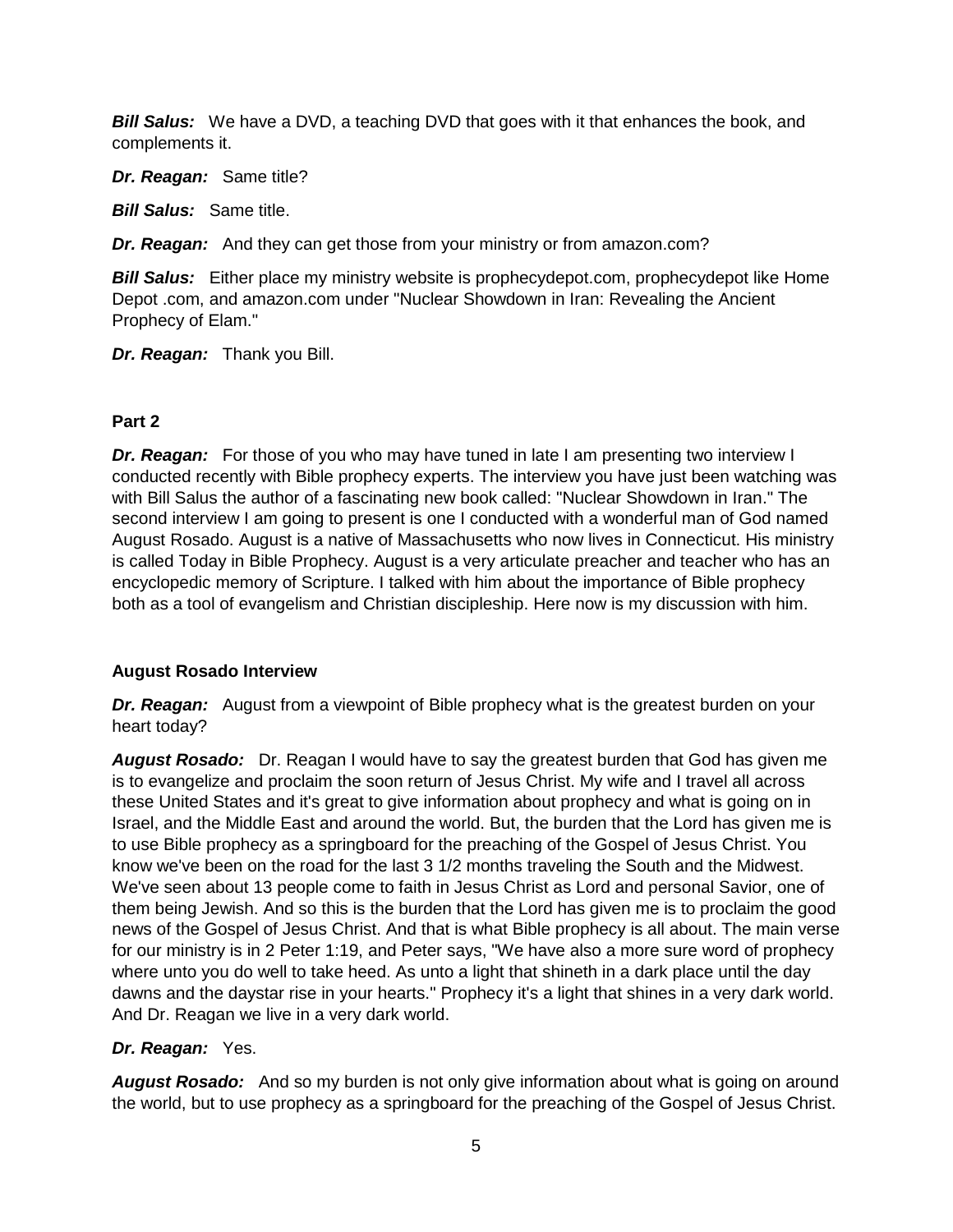***Bill Salus:*** We have a DVD, a teaching DVD that goes with it that enhances the book, and complements it.

***Dr. Reagan:*** Same title?

***Bill Salus:*** Same title.

***Dr. Reagan:*** And they can get those from your ministry or from amazon.com?

***Bill Salus:*** Either place my ministry website is prophecydepot.com, prophecydepot like Home Depot .com, and amazon.com under "Nuclear Showdown in Iran: Revealing the Ancient Prophecy of Elam."

***Dr. Reagan:*** Thank you Bill.

**Part 2**

***Dr. Reagan:*** For those of you who may have tuned in late I am presenting two interview I conducted recently with Bible prophecy experts. The interview you have just been watching was with Bill Salus the author of a fascinating new book called: "Nuclear Showdown in Iran." The second interview I am going to present is one I conducted with a wonderful man of God named August Rosado. August is a native of Massachusetts who now lives in Connecticut. His ministry is called Today in Bible Prophecy. August is a very articulate preacher and teacher who has an encyclopedic memory of Scripture. I talked with him about the importance of Bible prophecy both as a tool of evangelism and Christian discipleship. Here now is my discussion with him.

**August Rosado Interview**

***Dr. Reagan:*** August from a viewpoint of Bible prophecy what is the greatest burden on your heart today?

***August Rosado:*** Dr. Reagan I would have to say the greatest burden that God has given me is to evangelize and proclaim the soon return of Jesus Christ. My wife and I travel all across these United States and it's great to give information about prophecy and what is going on in Israel, and the Middle East and around the world. But, the burden that the Lord has given me is to use Bible prophecy as a springboard for the preaching of the Gospel of Jesus Christ. You know we've been on the road for the last 3 1/2 months traveling the South and the Midwest. We've seen about 13 people come to faith in Jesus Christ as Lord and personal Savior, one of them being Jewish. And so this is the burden that the Lord has given me is to proclaim the good news of the Gospel of Jesus Christ. And that is what Bible prophecy is all about. The main verse for our ministry is in 2 Peter 1:19, and Peter says, "We have also a more sure word of prophecy where unto you do well to take heed. As unto a light that shineth in a dark place until the day dawns and the daystar rise in your hearts." Prophecy it's a light that shines in a very dark world. And Dr. Reagan we live in a very dark world.

***Dr. Reagan:*** Yes.

***August Rosado:*** And so my burden is not only give information about what is going on around the world, but to use prophecy as a springboard for the preaching of the Gospel of Jesus Christ.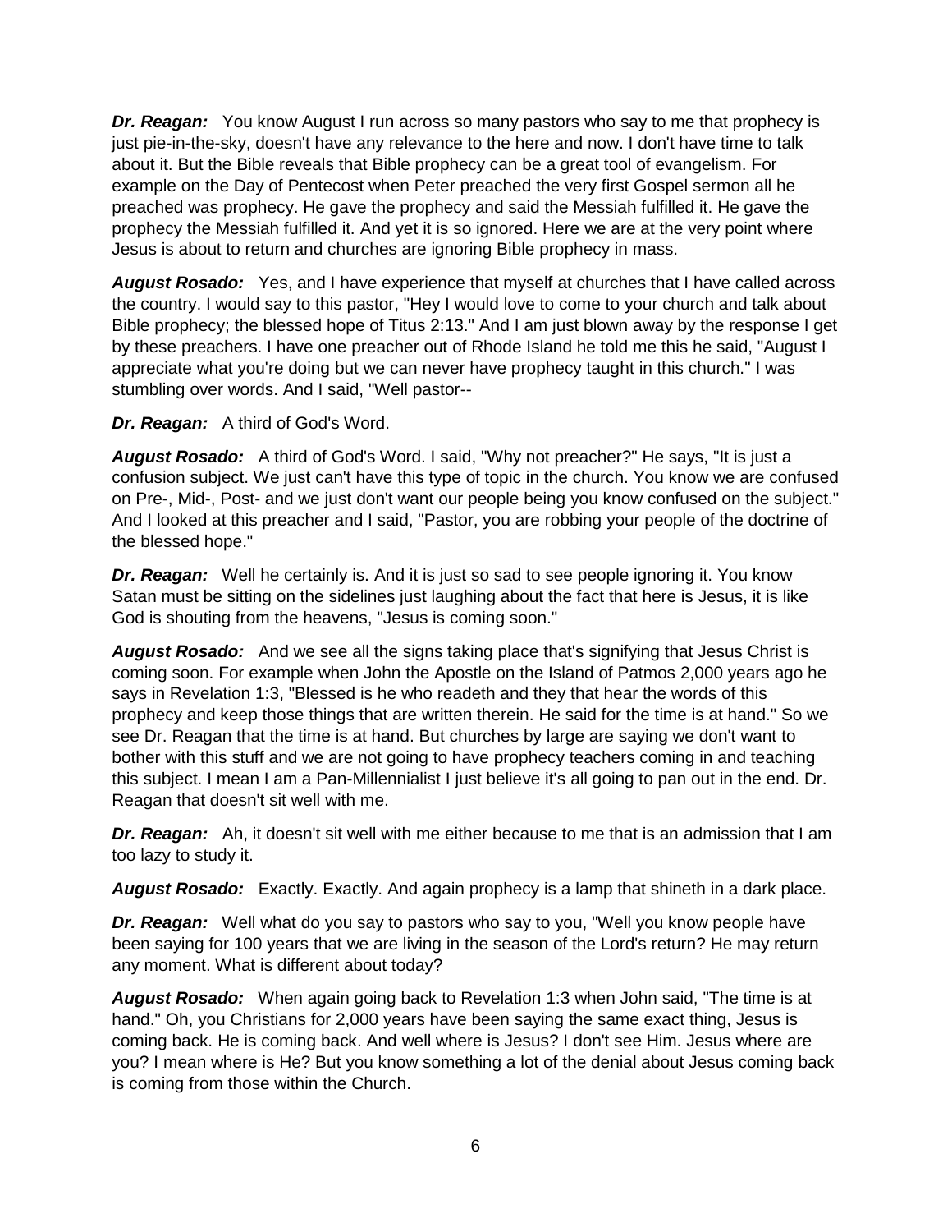***Dr. Reagan:*** You know August I run across so many pastors who say to me that prophecy is just pie-in-the-sky, doesn't have any relevance to the here and now. I don't have time to talk about it. But the Bible reveals that Bible prophecy can be a great tool of evangelism. For example on the Day of Pentecost when Peter preached the very first Gospel sermon all he preached was prophecy. He gave the prophecy and said the Messiah fulfilled it. He gave the prophecy the Messiah fulfilled it. And yet it is so ignored. Here we are at the very point where Jesus is about to return and churches are ignoring Bible prophecy in mass.

***August Rosado:*** Yes, and I have experience that myself at churches that I have called across the country. I would say to this pastor, "Hey I would love to come to your church and talk about Bible prophecy; the blessed hope of Titus 2:13." And I am just blown away by the response I get by these preachers. I have one preacher out of Rhode Island he told me this he said, "August I appreciate what you're doing but we can never have prophecy taught in this church." I was stumbling over words. And I said, "Well pastor--

***Dr. Reagan:*** A third of God's Word.

***August Rosado:*** A third of God's Word. I said, "Why not preacher?" He says, "It is just a confusion subject. We just can't have this type of topic in the church. You know we are confused on Pre-, Mid-, Post- and we just don't want our people being you know confused on the subject." And I looked at this preacher and I said, "Pastor, you are robbing your people of the doctrine of the blessed hope."

***Dr. Reagan:*** Well he certainly is. And it is just so sad to see people ignoring it. You know Satan must be sitting on the sidelines just laughing about the fact that here is Jesus, it is like God is shouting from the heavens, "Jesus is coming soon."

***August Rosado:*** And we see all the signs taking place that's signifying that Jesus Christ is coming soon. For example when John the Apostle on the Island of Patmos 2,000 years ago he says in Revelation 1:3, "Blessed is he who readeth and they that hear the words of this prophecy and keep those things that are written therein. He said for the time is at hand." So we see Dr. Reagan that the time is at hand. But churches by large are saying we don't want to bother with this stuff and we are not going to have prophecy teachers coming in and teaching this subject. I mean I am a Pan-Millennialist I just believe it's all going to pan out in the end. Dr. Reagan that doesn't sit well with me.

***Dr. Reagan:*** Ah, it doesn't sit well with me either because to me that is an admission that I am too lazy to study it.

***August Rosado:*** Exactly. Exactly. And again prophecy is a lamp that shineth in a dark place.

***Dr. Reagan:*** Well what do you say to pastors who say to you, "Well you know people have been saying for 100 years that we are living in the season of the Lord's return? He may return any moment. What is different about today?

***August Rosado:*** When again going back to Revelation 1:3 when John said, "The time is at hand." Oh, you Christians for 2,000 years have been saying the same exact thing, Jesus is coming back. He is coming back. And well where is Jesus? I don't see Him. Jesus where are you? I mean where is He? But you know something a lot of the denial about Jesus coming back is coming from those within the Church.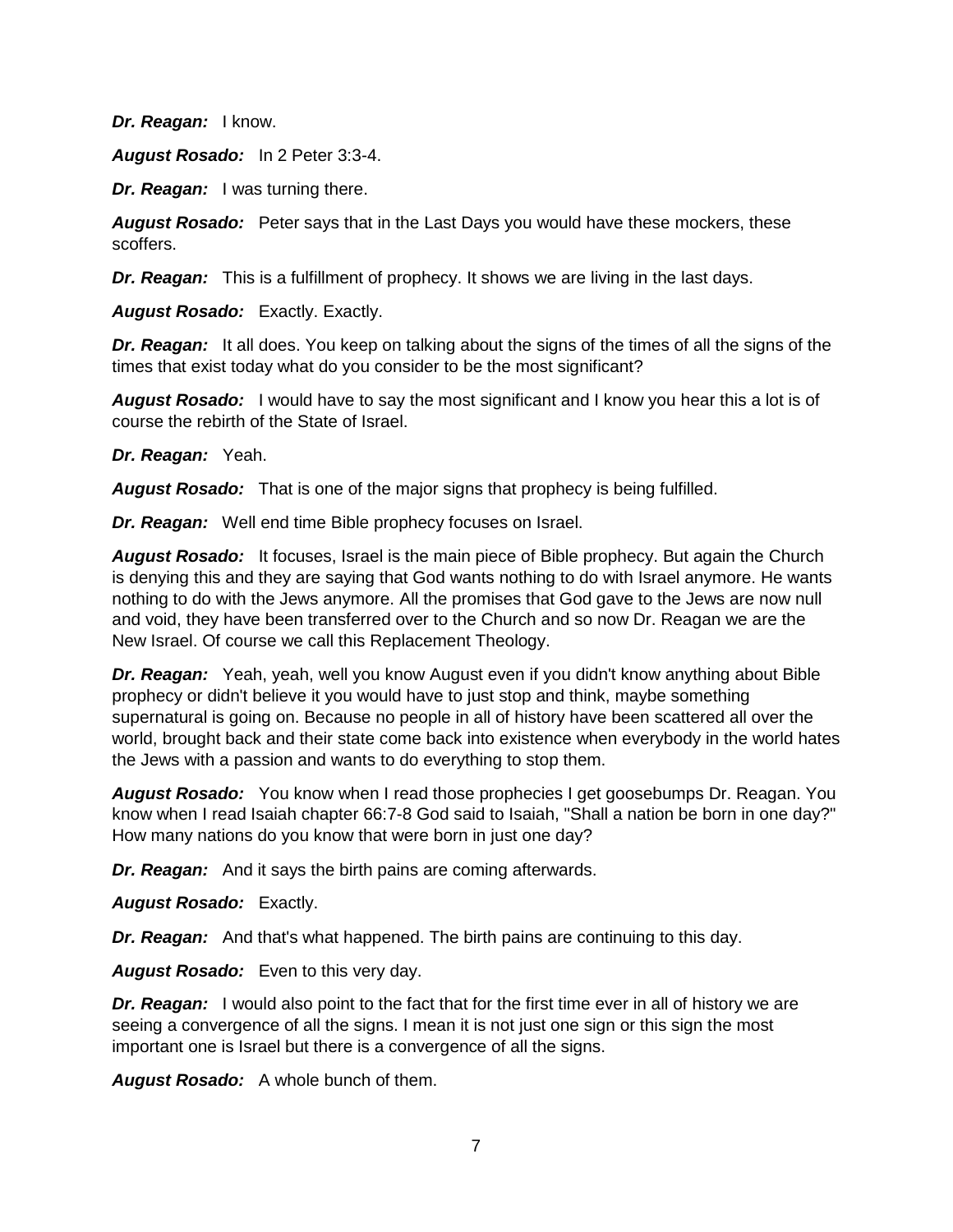***Dr. Reagan:*** I know.

***August Rosado:*** In 2 Peter 3:3-4.

***Dr. Reagan:*** I was turning there.

***August Rosado:*** Peter says that in the Last Days you would have these mockers, these scoffers.

***Dr. Reagan:*** This is a fulfillment of prophecy. It shows we are living in the last days.

***August Rosado:*** Exactly. Exactly.

***Dr. Reagan:*** It all does. You keep on talking about the signs of the times of all the signs of the times that exist today what do you consider to be the most significant?

***August Rosado:*** I would have to say the most significant and I know you hear this a lot is of course the rebirth of the State of Israel.

***Dr. Reagan:*** Yeah.

***August Rosado:*** That is one of the major signs that prophecy is being fulfilled.

***Dr. Reagan:*** Well end time Bible prophecy focuses on Israel.

***August Rosado:*** It focuses, Israel is the main piece of Bible prophecy. But again the Church is denying this and they are saying that God wants nothing to do with Israel anymore. He wants nothing to do with the Jews anymore. All the promises that God gave to the Jews are now null and void, they have been transferred over to the Church and so now Dr. Reagan we are the New Israel. Of course we call this Replacement Theology.

***Dr. Reagan:*** Yeah, yeah, well you know August even if you didn't know anything about Bible prophecy or didn't believe it you would have to just stop and think, maybe something supernatural is going on. Because no people in all of history have been scattered all over the world, brought back and their state come back into existence when everybody in the world hates the Jews with a passion and wants to do everything to stop them.

***August Rosado:*** You know when I read those prophecies I get goosebumps Dr. Reagan. You know when I read Isaiah chapter 66:7-8 God said to Isaiah, "Shall a nation be born in one day?" How many nations do you know that were born in just one day?

***Dr. Reagan:*** And it says the birth pains are coming afterwards.

***August Rosado:*** Exactly.

***Dr. Reagan:*** And that's what happened. The birth pains are continuing to this day.

***August Rosado:*** Even to this very day.

***Dr. Reagan:*** I would also point to the fact that for the first time ever in all of history we are seeing a convergence of all the signs. I mean it is not just one sign or this sign the most important one is Israel but there is a convergence of all the signs.

***August Rosado:*** A whole bunch of them.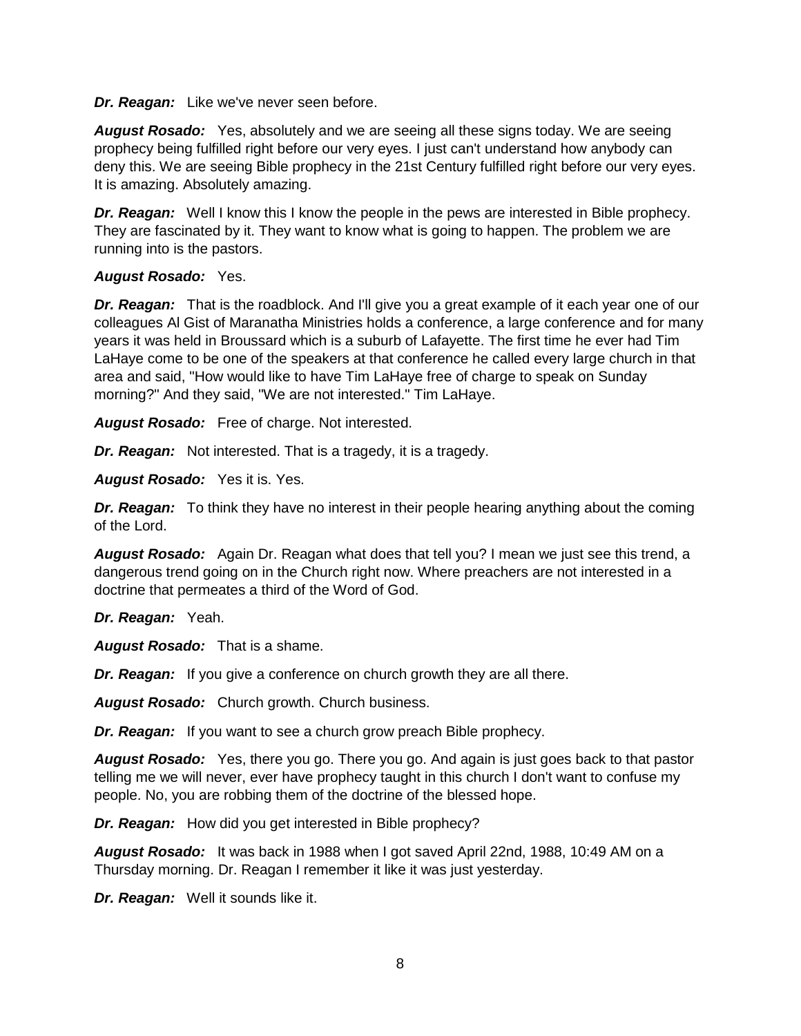***Dr. Reagan:*** Like we've never seen before.

***August Rosado:*** Yes, absolutely and we are seeing all these signs today. We are seeing prophecy being fulfilled right before our very eyes. I just can't understand how anybody can deny this. We are seeing Bible prophecy in the 21st Century fulfilled right before our very eyes. It is amazing. Absolutely amazing.

***Dr. Reagan:*** Well I know this I know the people in the pews are interested in Bible prophecy. They are fascinated by it. They want to know what is going to happen. The problem we are running into is the pastors.

***August Rosado:*** Yes.

***Dr. Reagan:*** That is the roadblock. And I'll give you a great example of it each year one of our colleagues Al Gist of Maranatha Ministries holds a conference, a large conference and for many years it was held in Broussard which is a suburb of Lafayette. The first time he ever had Tim LaHaye come to be one of the speakers at that conference he called every large church in that area and said, "How would like to have Tim LaHaye free of charge to speak on Sunday morning?" And they said, "We are not interested." Tim LaHaye.

***August Rosado:*** Free of charge. Not interested.

***Dr. Reagan:*** Not interested. That is a tragedy, it is a tragedy.

***August Rosado:*** Yes it is. Yes.

***Dr. Reagan:*** To think they have no interest in their people hearing anything about the coming of the Lord.

***August Rosado:*** Again Dr. Reagan what does that tell you? I mean we just see this trend, a dangerous trend going on in the Church right now. Where preachers are not interested in a doctrine that permeates a third of the Word of God.

***Dr. Reagan:*** Yeah.

***August Rosado:*** That is a shame.

***Dr. Reagan:*** If you give a conference on church growth they are all there.

***August Rosado:*** Church growth. Church business.

***Dr. Reagan:*** If you want to see a church grow preach Bible prophecy.

***August Rosado:*** Yes, there you go. There you go. And again is just goes back to that pastor telling me we will never, ever have prophecy taught in this church I don't want to confuse my people. No, you are robbing them of the doctrine of the blessed hope.

***Dr. Reagan:*** How did you get interested in Bible prophecy?

***August Rosado:*** It was back in 1988 when I got saved April 22nd, 1988, 10:49 AM on a Thursday morning. Dr. Reagan I remember it like it was just yesterday.

***Dr. Reagan:*** Well it sounds like it.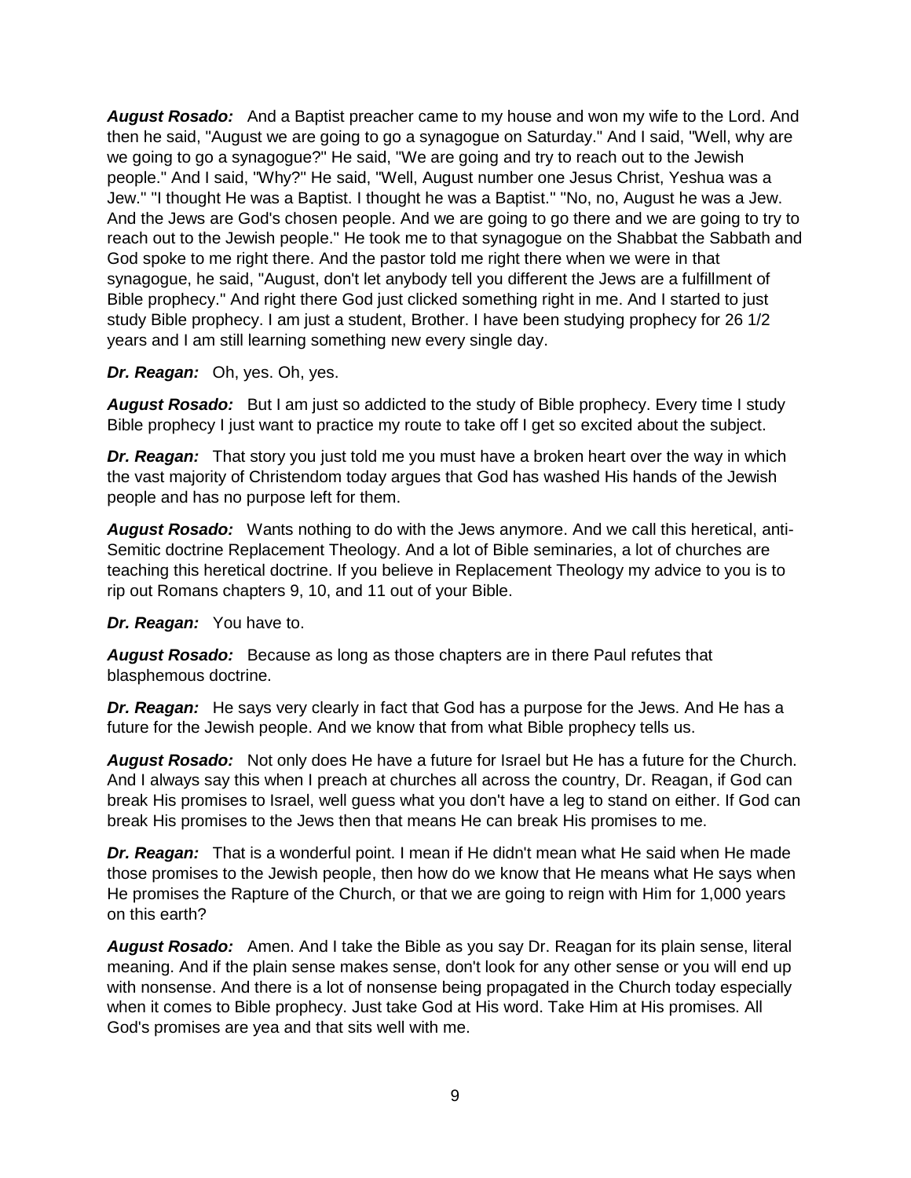***August Rosado:*** And a Baptist preacher came to my house and won my wife to the Lord. And then he said, "August we are going to go a synagogue on Saturday." And I said, "Well, why are we going to go a synagogue?" He said, "We are going and try to reach out to the Jewish people." And I said, "Why?" He said, "Well, August number one Jesus Christ, Yeshua was a Jew." "I thought He was a Baptist. I thought he was a Baptist." "No, no, August he was a Jew. And the Jews are God's chosen people. And we are going to go there and we are going to try to reach out to the Jewish people." He took me to that synagogue on the Shabbat the Sabbath and God spoke to me right there. And the pastor told me right there when we were in that synagogue, he said, "August, don't let anybody tell you different the Jews are a fulfillment of Bible prophecy." And right there God just clicked something right in me. And I started to just study Bible prophecy. I am just a student, Brother. I have been studying prophecy for 26 1/2 years and I am still learning something new every single day.

***Dr. Reagan:*** Oh, yes. Oh, yes.

***August Rosado:*** But I am just so addicted to the study of Bible prophecy. Every time I study Bible prophecy I just want to practice my route to take off I get so excited about the subject.

***Dr. Reagan:*** That story you just told me you must have a broken heart over the way in which the vast majority of Christendom today argues that God has washed His hands of the Jewish people and has no purpose left for them.

***August Rosado:*** Wants nothing to do with the Jews anymore. And we call this heretical, anti-Semitic doctrine Replacement Theology. And a lot of Bible seminaries, a lot of churches are teaching this heretical doctrine. If you believe in Replacement Theology my advice to you is to rip out Romans chapters 9, 10, and 11 out of your Bible.

***Dr. Reagan:*** You have to.

***August Rosado:*** Because as long as those chapters are in there Paul refutes that blasphemous doctrine.

***Dr. Reagan:*** He says very clearly in fact that God has a purpose for the Jews. And He has a future for the Jewish people. And we know that from what Bible prophecy tells us.

***August Rosado:*** Not only does He have a future for Israel but He has a future for the Church. And I always say this when I preach at churches all across the country, Dr. Reagan, if God can break His promises to Israel, well guess what you don't have a leg to stand on either. If God can break His promises to the Jews then that means He can break His promises to me.

***Dr. Reagan:*** That is a wonderful point. I mean if He didn't mean what He said when He made those promises to the Jewish people, then how do we know that He means what He says when He promises the Rapture of the Church, or that we are going to reign with Him for 1,000 years on this earth?

***August Rosado:*** Amen. And I take the Bible as you say Dr. Reagan for its plain sense, literal meaning. And if the plain sense makes sense, don't look for any other sense or you will end up with nonsense. And there is a lot of nonsense being propagated in the Church today especially when it comes to Bible prophecy. Just take God at His word. Take Him at His promises. All God's promises are yea and that sits well with me.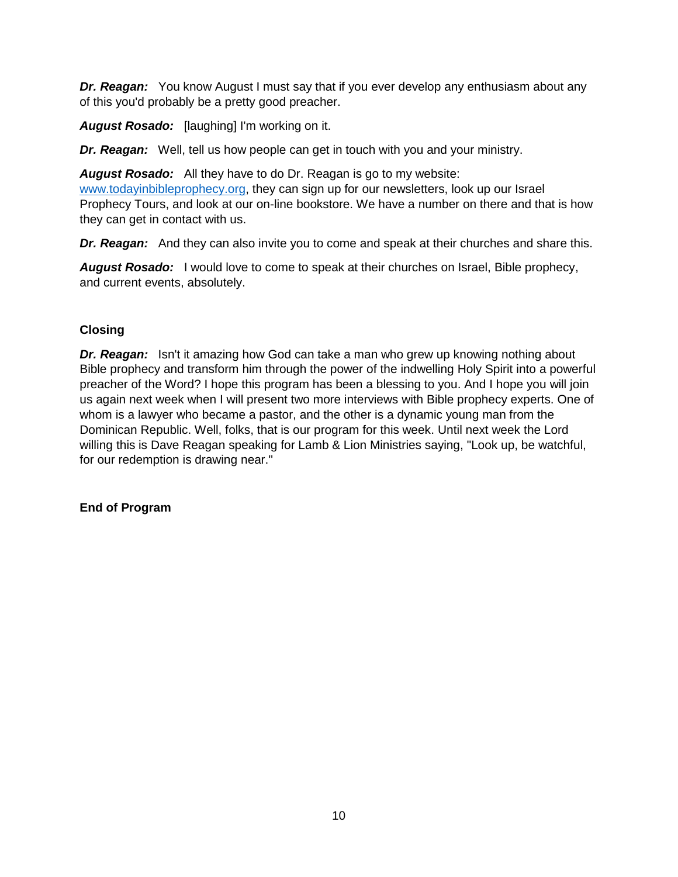***Dr. Reagan:*** You know August I must say that if you ever develop any enthusiasm about any of this you'd probably be a pretty good preacher.

***August Rosado:*** [laughing] I'm working on it.

***Dr. Reagan:*** Well, tell us how people can get in touch with you and your ministry.

***August Rosado:*** All they have to do Dr. Reagan is go to my website: [www.todayinbibleprophecy.org](http://www.todayinbibleprophecy.org), they can sign up for our newsletters, look up our Israel Prophecy Tours, and look at our on-line bookstore. We have a number on there and that is how they can get in contact with us.

***Dr. Reagan:*** And they can also invite you to come and speak at their churches and share this.

***August Rosado:*** I would love to come to speak at their churches on Israel, Bible prophecy, and current events, absolutely.

**Closing**

***Dr. Reagan:*** Isn't it amazing how God can take a man who grew up knowing nothing about Bible prophecy and transform him through the power of the indwelling Holy Spirit into a powerful preacher of the Word? I hope this program has been a blessing to you. And I hope you will join us again next week when I will present two more interviews with Bible prophecy experts. One of whom is a lawyer who became a pastor, and the other is a dynamic young man from the Dominican Republic. Well, folks, that is our program for this week. Until next week the Lord willing this is Dave Reagan speaking for Lamb & Lion Ministries saying, "Look up, be watchful, for our redemption is drawing near."

**End of Program**